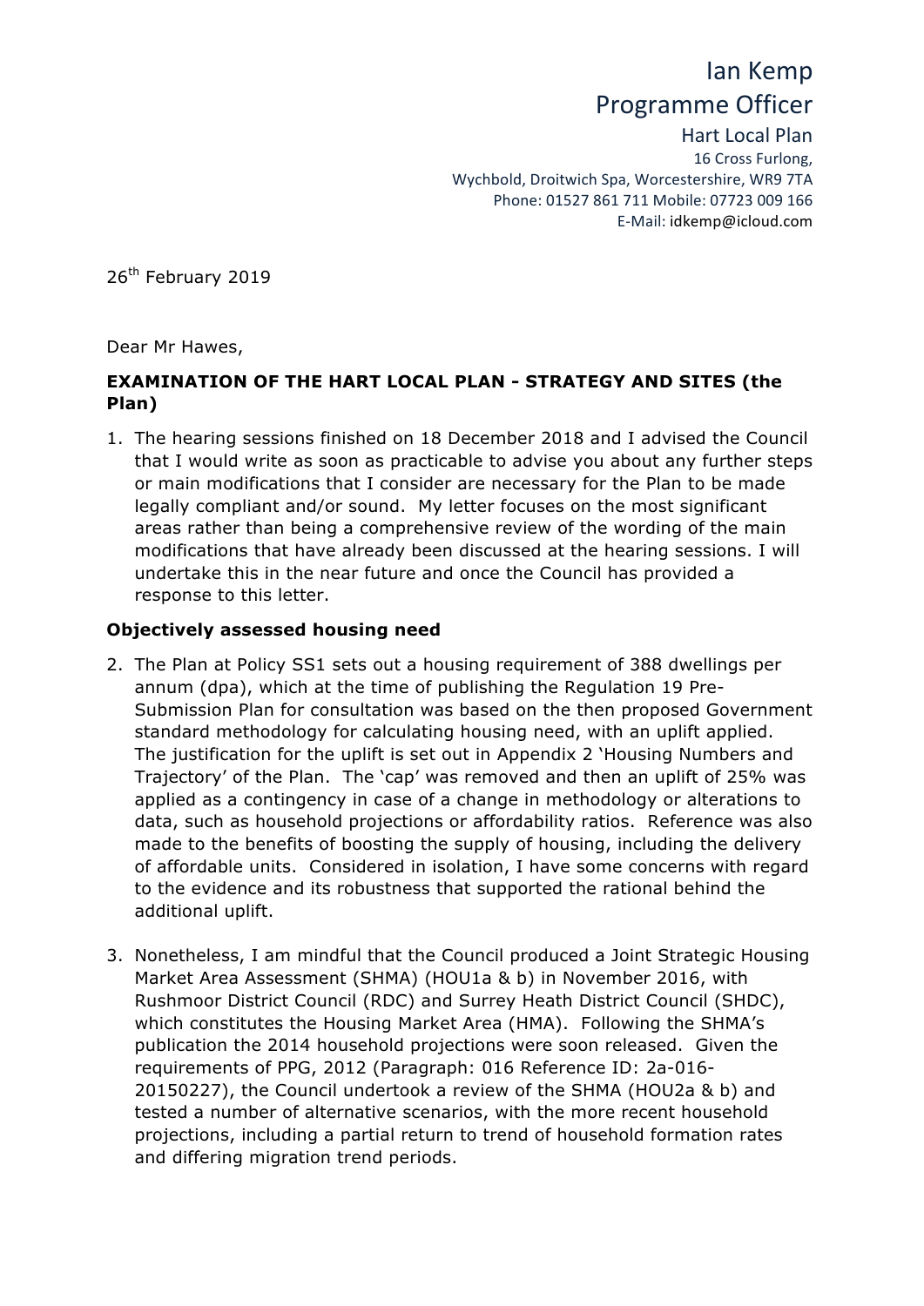Ian Kemp
Programme Officer

Hart Local Plan
16 Cross Furlong,
Wychbold, Droitwich Spa, Worcestershire, WR9 7TA
Phone: 01527 861 711 Mobile: 07723 009 166
E-Mail: idkemp@icloud.com

26th February 2019

Dear Mr Hawes,

**EXAMINATION OF THE HART LOCAL PLAN - STRATEGY AND SITES (the Plan)**

1. The hearing sessions finished on 18 December 2018 and I advised the Council that I would write as soon as practicable to advise you about any further steps or main modifications that I consider are necessary for the Plan to be made legally compliant and/or sound. My letter focuses on the most significant areas rather than being a comprehensive review of the wording of the main modifications that have already been discussed at the hearing sessions. I will undertake this in the near future and once the Council has provided a response to this letter.

**Objectively assessed housing need**

2. The Plan at Policy SS1 sets out a housing requirement of 388 dwellings per annum (dpa), which at the time of publishing the Regulation 19 Pre-Submission Plan for consultation was based on the then proposed Government standard methodology for calculating housing need, with an uplift applied. The justification for the uplift is set out in Appendix 2 'Housing Numbers and Trajectory' of the Plan. The 'cap' was removed and then an uplift of 25% was applied as a contingency in case of a change in methodology or alterations to data, such as household projections or affordability ratios. Reference was also made to the benefits of boosting the supply of housing, including the delivery of affordable units. Considered in isolation, I have some concerns with regard to the evidence and its robustness that supported the rational behind the additional uplift.

3. Nonetheless, I am mindful that the Council produced a Joint Strategic Housing Market Area Assessment (SHMA) (HOU1a & b) in November 2016, with Rushmoor District Council (RDC) and Surrey Heath District Council (SHDC), which constitutes the Housing Market Area (HMA). Following the SHMA's publication the 2014 household projections were soon released. Given the requirements of PPG, 2012 (Paragraph: 016 Reference ID: 2a-016-20150227), the Council undertook a review of the SHMA (HOU2a & b) and tested a number of alternative scenarios, with the more recent household projections, including a partial return to trend of household formation rates and differing migration trend periods.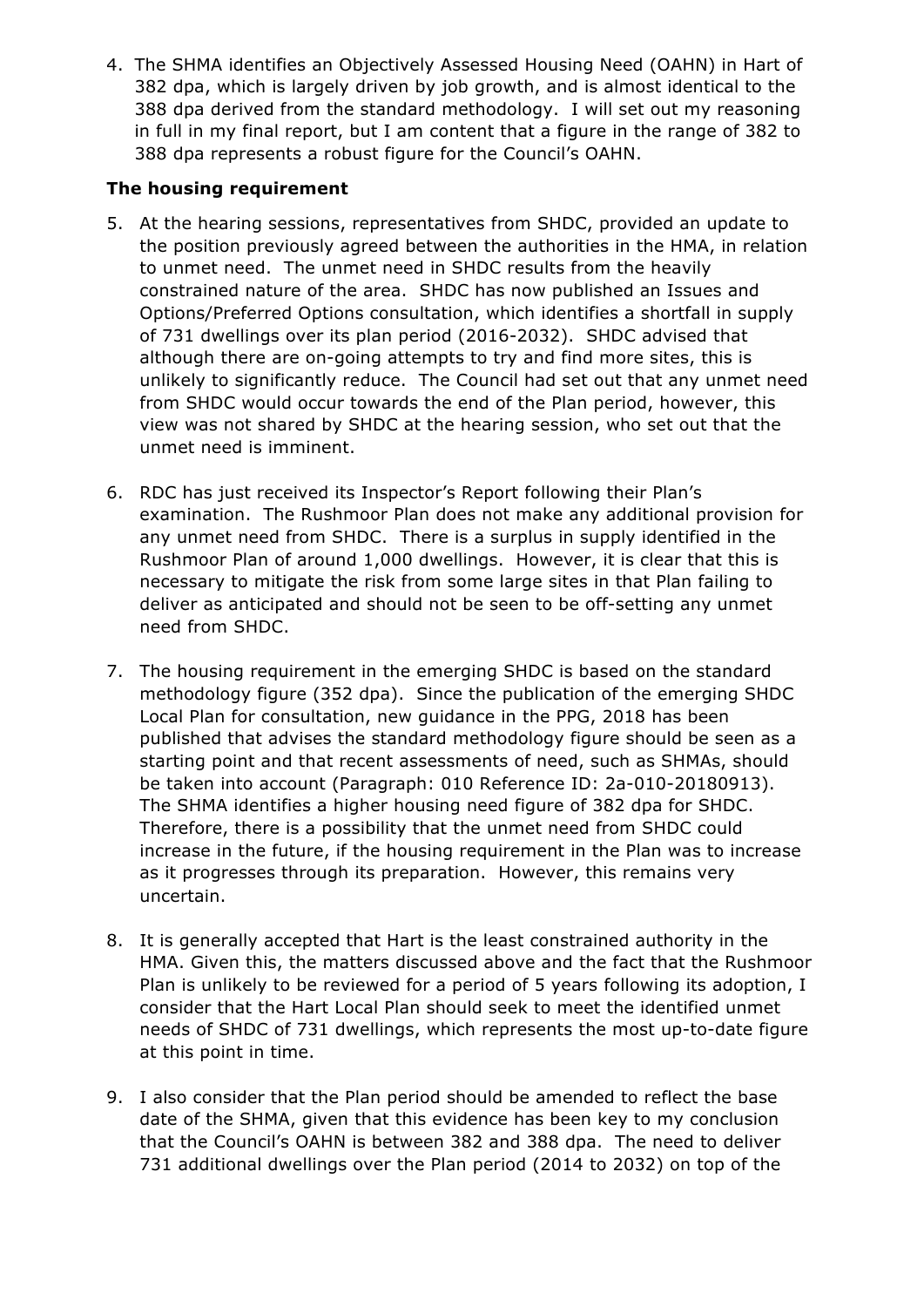4. The SHMA identifies an Objectively Assessed Housing Need (OAHN) in Hart of 382 dpa, which is largely driven by job growth, and is almost identical to the 388 dpa derived from the standard methodology. I will set out my reasoning in full in my final report, but I am content that a figure in the range of 382 to 388 dpa represents a robust figure for the Council's OAHN.

**The housing requirement**

5. At the hearing sessions, representatives from SHDC, provided an update to the position previously agreed between the authorities in the HMA, in relation to unmet need. The unmet need in SHDC results from the heavily constrained nature of the area. SHDC has now published an Issues and Options/Preferred Options consultation, which identifies a shortfall in supply of 731 dwellings over its plan period (2016-2032). SHDC advised that although there are on-going attempts to try and find more sites, this is unlikely to significantly reduce. The Council had set out that any unmet need from SHDC would occur towards the end of the Plan period, however, this view was not shared by SHDC at the hearing session, who set out that the unmet need is imminent.

6. RDC has just received its Inspector's Report following their Plan's examination. The Rushmoor Plan does not make any additional provision for any unmet need from SHDC. There is a surplus in supply identified in the Rushmoor Plan of around 1,000 dwellings. However, it is clear that this is necessary to mitigate the risk from some large sites in that Plan failing to deliver as anticipated and should not be seen to be off-setting any unmet need from SHDC.

7. The housing requirement in the emerging SHDC is based on the standard methodology figure (352 dpa). Since the publication of the emerging SHDC Local Plan for consultation, new guidance in the PPG, 2018 has been published that advises the standard methodology figure should be seen as a starting point and that recent assessments of need, such as SHMAs, should be taken into account (Paragraph: 010 Reference ID: 2a-010-20180913). The SHMA identifies a higher housing need figure of 382 dpa for SHDC. Therefore, there is a possibility that the unmet need from SHDC could increase in the future, if the housing requirement in the Plan was to increase as it progresses through its preparation. However, this remains very uncertain.

8. It is generally accepted that Hart is the least constrained authority in the HMA. Given this, the matters discussed above and the fact that the Rushmoor Plan is unlikely to be reviewed for a period of 5 years following its adoption, I consider that the Hart Local Plan should seek to meet the identified unmet needs of SHDC of 731 dwellings, which represents the most up-to-date figure at this point in time.

9. I also consider that the Plan period should be amended to reflect the base date of the SHMA, given that this evidence has been key to my conclusion that the Council's OAHN is between 382 and 388 dpa. The need to deliver 731 additional dwellings over the Plan period (2014 to 2032) on top of the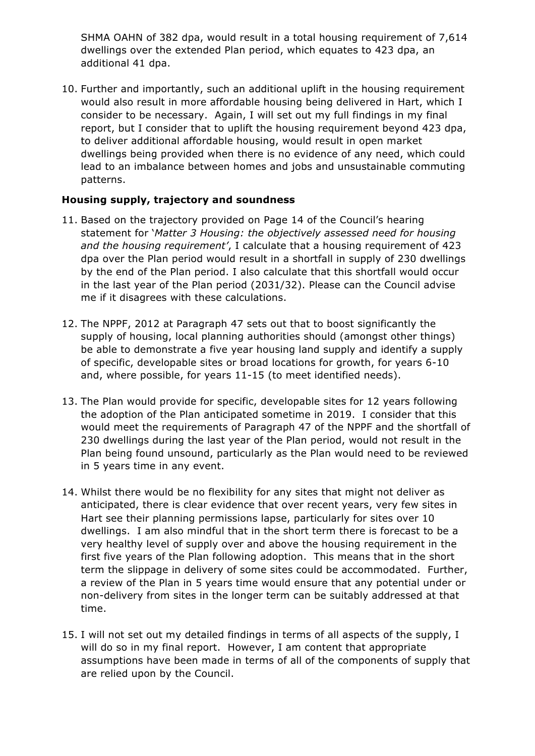SHMA OAHN of 382 dpa, would result in a total housing requirement of 7,614 dwellings over the extended Plan period, which equates to 423 dpa, an additional 41 dpa.

10. Further and importantly, such an additional uplift in the housing requirement would also result in more affordable housing being delivered in Hart, which I consider to be necessary. Again, I will set out my full findings in my final report, but I consider that to uplift the housing requirement beyond 423 dpa, to deliver additional affordable housing, would result in open market dwellings being provided when there is no evidence of any need, which could lead to an imbalance between homes and jobs and unsustainable commuting patterns.

**Housing supply, trajectory and soundness**

11. Based on the trajectory provided on Page 14 of the Council's hearing statement for '*Matter 3 Housing: the objectively assessed need for housing and the housing requirement*', I calculate that a housing requirement of 423 dpa over the Plan period would result in a shortfall in supply of 230 dwellings by the end of the Plan period. I also calculate that this shortfall would occur in the last year of the Plan period (2031/32). Please can the Council advise me if it disagrees with these calculations.

12. The NPPF, 2012 at Paragraph 47 sets out that to boost significantly the supply of housing, local planning authorities should (amongst other things) be able to demonstrate a five year housing land supply and identify a supply of specific, developable sites or broad locations for growth, for years 6-10 and, where possible, for years 11-15 (to meet identified needs).

13. The Plan would provide for specific, developable sites for 12 years following the adoption of the Plan anticipated sometime in 2019. I consider that this would meet the requirements of Paragraph 47 of the NPPF and the shortfall of 230 dwellings during the last year of the Plan period, would not result in the Plan being found unsound, particularly as the Plan would need to be reviewed in 5 years time in any event.

14. Whilst there would be no flexibility for any sites that might not deliver as anticipated, there is clear evidence that over recent years, very few sites in Hart see their planning permissions lapse, particularly for sites over 10 dwellings. I am also mindful that in the short term there is forecast to be a very healthy level of supply over and above the housing requirement in the first five years of the Plan following adoption. This means that in the short term the slippage in delivery of some sites could be accommodated. Further, a review of the Plan in 5 years time would ensure that any potential under or non-delivery from sites in the longer term can be suitably addressed at that time.

15. I will not set out my detailed findings in terms of all aspects of the supply, I will do so in my final report. However, I am content that appropriate assumptions have been made in terms of all of the components of supply that are relied upon by the Council.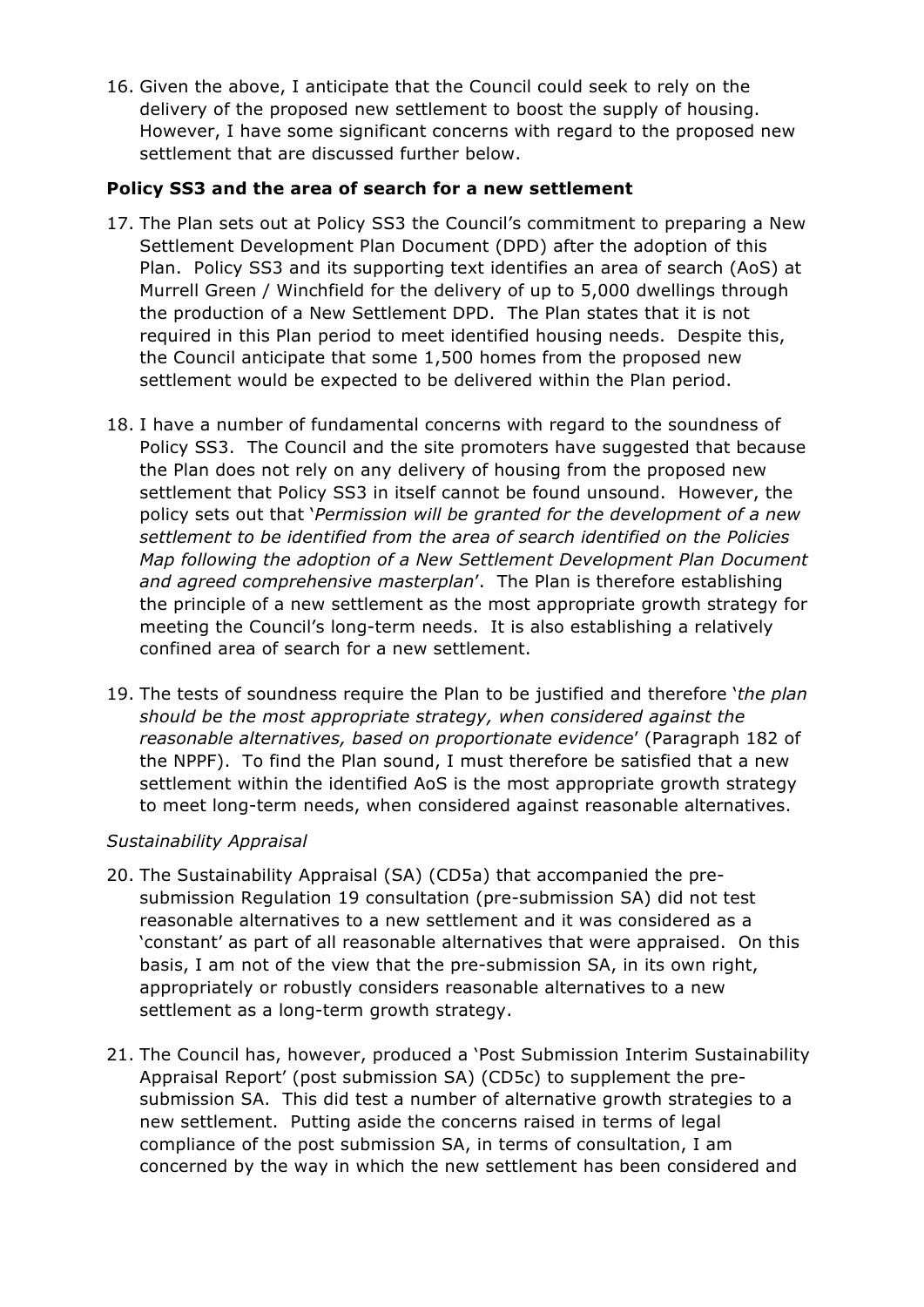16. Given the above, I anticipate that the Council could seek to rely on the delivery of the proposed new settlement to boost the supply of housing. However, I have some significant concerns with regard to the proposed new settlement that are discussed further below.

**Policy SS3 and the area of search for a new settlement**

17. The Plan sets out at Policy SS3 the Council's commitment to preparing a New Settlement Development Plan Document (DPD) after the adoption of this Plan. Policy SS3 and its supporting text identifies an area of search (AoS) at Murrell Green / Winchfield for the delivery of up to 5,000 dwellings through the production of a New Settlement DPD. The Plan states that it is not required in this Plan period to meet identified housing needs. Despite this, the Council anticipate that some 1,500 homes from the proposed new settlement would be expected to be delivered within the Plan period.

18. I have a number of fundamental concerns with regard to the soundness of Policy SS3. The Council and the site promoters have suggested that because the Plan does not rely on any delivery of housing from the proposed new settlement that Policy SS3 in itself cannot be found unsound. However, the policy sets out that '*Permission will be granted for the development of a new settlement to be identified from the area of search identified on the Policies Map following the adoption of a New Settlement Development Plan Document and agreed comprehensive masterplan*'. The Plan is therefore establishing the principle of a new settlement as the most appropriate growth strategy for meeting the Council's long-term needs. It is also establishing a relatively confined area of search for a new settlement.

19. The tests of soundness require the Plan to be justified and therefore '*the plan should be the most appropriate strategy, when considered against the reasonable alternatives, based on proportionate evidence*' (Paragraph 182 of the NPPF). To find the Plan sound, I must therefore be satisfied that a new settlement within the identified AoS is the most appropriate growth strategy to meet long-term needs, when considered against reasonable alternatives.

*Sustainability Appraisal*

20. The Sustainability Appraisal (SA) (CD5a) that accompanied the pre-submission Regulation 19 consultation (pre-submission SA) did not test reasonable alternatives to a new settlement and it was considered as a 'constant' as part of all reasonable alternatives that were appraised. On this basis, I am not of the view that the pre-submission SA, in its own right, appropriately or robustly considers reasonable alternatives to a new settlement as a long-term growth strategy.

21. The Council has, however, produced a 'Post Submission Interim Sustainability Appraisal Report' (post submission SA) (CD5c) to supplement the pre-submission SA. This did test a number of alternative growth strategies to a new settlement. Putting aside the concerns raised in terms of legal compliance of the post submission SA, in terms of consultation, I am concerned by the way in which the new settlement has been considered and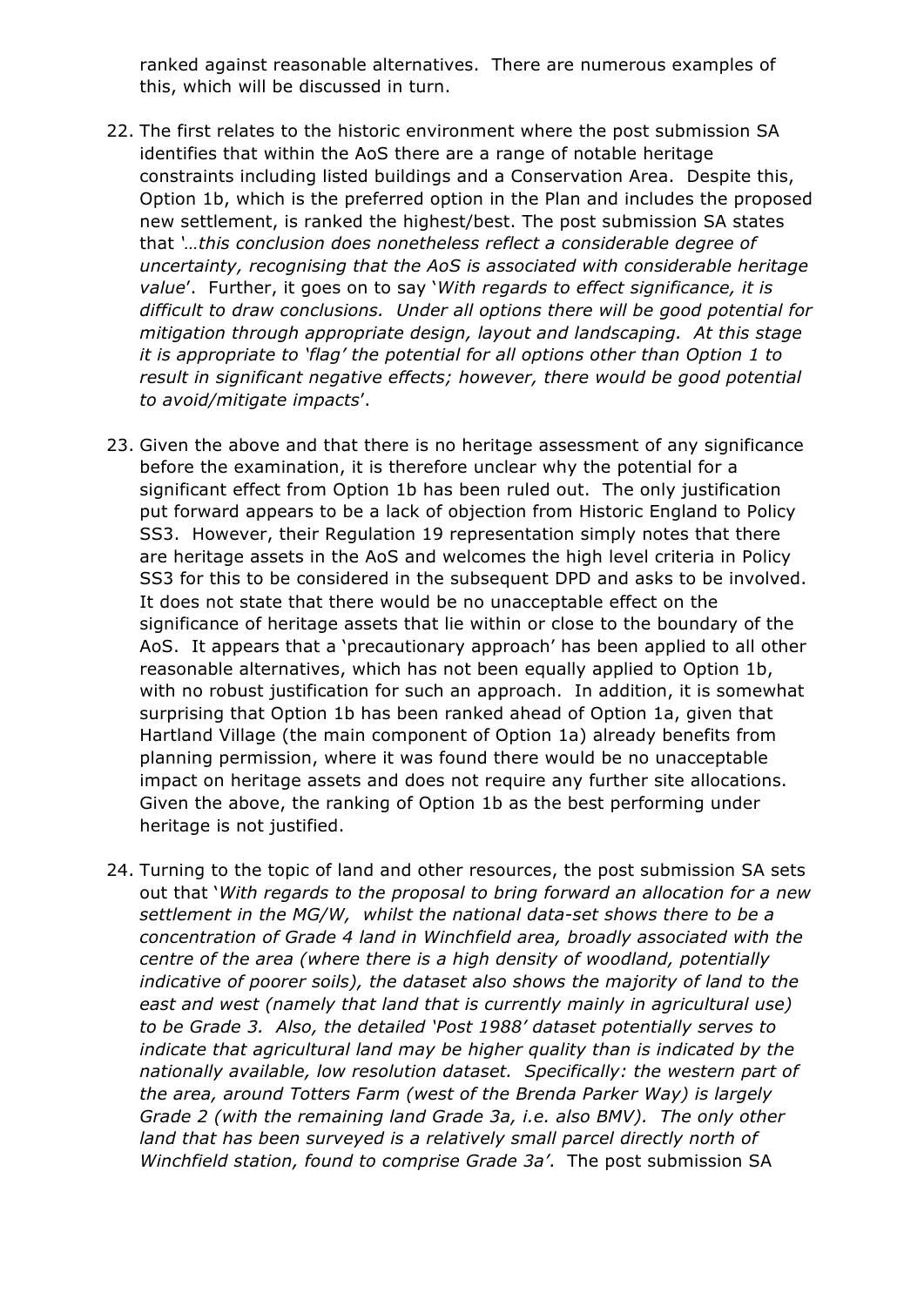ranked against reasonable alternatives. There are numerous examples of this, which will be discussed in turn.

22. The first relates to the historic environment where the post submission SA identifies that within the AoS there are a range of notable heritage constraints including listed buildings and a Conservation Area. Despite this, Option 1b, which is the preferred option in the Plan and includes the proposed new settlement, is ranked the highest/best. The post submission SA states that *'…this conclusion does nonetheless reflect a considerable degree of uncertainty, recognising that the AoS is associated with considerable heritage value*'. Further, it goes on to say '*With regards to effect significance, it is difficult to draw conclusions. Under all options there will be good potential for mitigation through appropriate design, layout and landscaping. At this stage it is appropriate to 'flag' the potential for all options other than Option 1 to result in significant negative effects; however, there would be good potential to avoid/mitigate impacts*'.

23. Given the above and that there is no heritage assessment of any significance before the examination, it is therefore unclear why the potential for a significant effect from Option 1b has been ruled out. The only justification put forward appears to be a lack of objection from Historic England to Policy SS3. However, their Regulation 19 representation simply notes that there are heritage assets in the AoS and welcomes the high level criteria in Policy SS3 for this to be considered in the subsequent DPD and asks to be involved. It does not state that there would be no unacceptable effect on the significance of heritage assets that lie within or close to the boundary of the AoS. It appears that a 'precautionary approach' has been applied to all other reasonable alternatives, which has not been equally applied to Option 1b, with no robust justification for such an approach. In addition, it is somewhat surprising that Option 1b has been ranked ahead of Option 1a, given that Hartland Village (the main component of Option 1a) already benefits from planning permission, where it was found there would be no unacceptable impact on heritage assets and does not require any further site allocations. Given the above, the ranking of Option 1b as the best performing under heritage is not justified.

24. Turning to the topic of land and other resources, the post submission SA sets out that '*With regards to the proposal to bring forward an allocation for a new settlement in the MG/W, whilst the national data-set shows there to be a concentration of Grade 4 land in Winchfield area, broadly associated with the centre of the area (where there is a high density of woodland, potentially indicative of poorer soils), the dataset also shows the majority of land to the east and west (namely that land that is currently mainly in agricultural use) to be Grade 3. Also, the detailed 'Post 1988' dataset potentially serves to indicate that agricultural land may be higher quality than is indicated by the nationally available, low resolution dataset. Specifically: the western part of the area, around Totters Farm (west of the Brenda Parker Way) is largely Grade 2 (with the remaining land Grade 3a, i.e. also BMV). The only other land that has been surveyed is a relatively small parcel directly north of Winchfield station, found to comprise Grade 3a'*. The post submission SA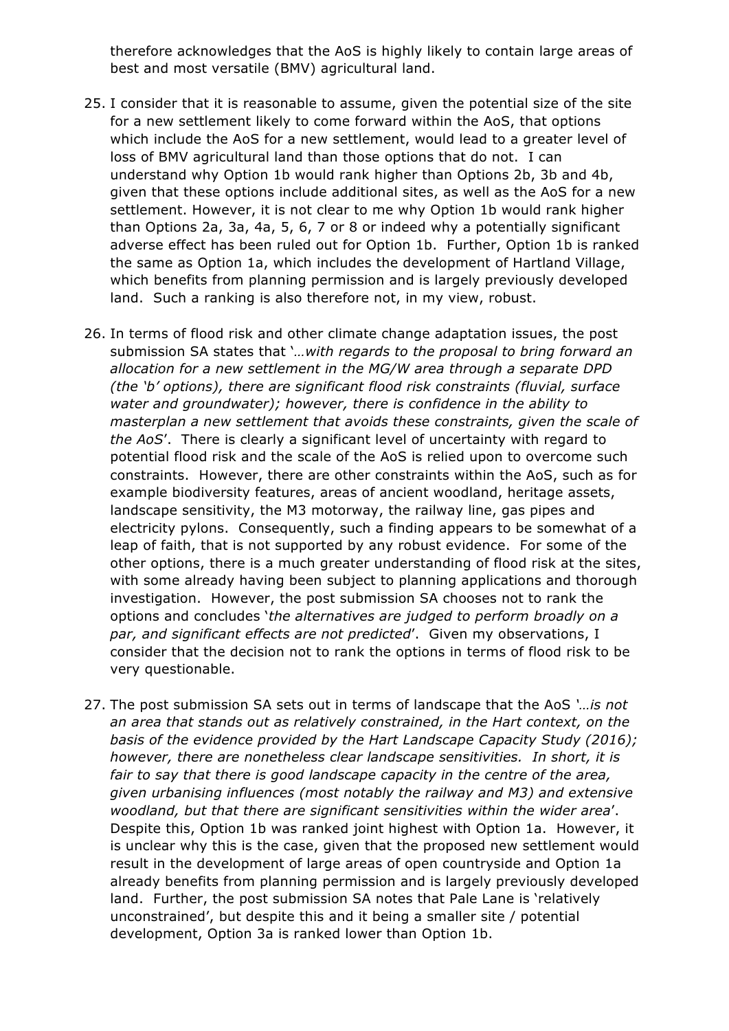therefore acknowledges that the AoS is highly likely to contain large areas of best and most versatile (BMV) agricultural land.

25. I consider that it is reasonable to assume, given the potential size of the site for a new settlement likely to come forward within the AoS, that options which include the AoS for a new settlement, would lead to a greater level of loss of BMV agricultural land than those options that do not. I can understand why Option 1b would rank higher than Options 2b, 3b and 4b, given that these options include additional sites, as well as the AoS for a new settlement. However, it is not clear to me why Option 1b would rank higher than Options 2a, 3a, 4a, 5, 6, 7 or 8 or indeed why a potentially significant adverse effect has been ruled out for Option 1b. Further, Option 1b is ranked the same as Option 1a, which includes the development of Hartland Village, which benefits from planning permission and is largely previously developed land. Such a ranking is also therefore not, in my view, robust.

26. In terms of flood risk and other climate change adaptation issues, the post submission SA states that '*…with regards to the proposal to bring forward an allocation for a new settlement in the MG/W area through a separate DPD (the 'b' options), there are significant flood risk constraints (fluvial, surface water and groundwater); however, there is confidence in the ability to masterplan a new settlement that avoids these constraints, given the scale of the AoS*'. There is clearly a significant level of uncertainty with regard to potential flood risk and the scale of the AoS is relied upon to overcome such constraints. However, there are other constraints within the AoS, such as for example biodiversity features, areas of ancient woodland, heritage assets, landscape sensitivity, the M3 motorway, the railway line, gas pipes and electricity pylons. Consequently, such a finding appears to be somewhat of a leap of faith, that is not supported by any robust evidence. For some of the other options, there is a much greater understanding of flood risk at the sites, with some already having been subject to planning applications and thorough investigation. However, the post submission SA chooses not to rank the options and concludes '*the alternatives are judged to perform broadly on a par, and significant effects are not predicted*'. Given my observations, I consider that the decision not to rank the options in terms of flood risk to be very questionable.

27. The post submission SA sets out in terms of landscape that the AoS *'…is not an area that stands out as relatively constrained, in the Hart context, on the basis of the evidence provided by the Hart Landscape Capacity Study (2016); however, there are nonetheless clear landscape sensitivities. In short, it is fair to say that there is good landscape capacity in the centre of the area, given urbanising influences (most notably the railway and M3) and extensive woodland, but that there are significant sensitivities within the wider area*'. Despite this, Option 1b was ranked joint highest with Option 1a. However, it is unclear why this is the case, given that the proposed new settlement would result in the development of large areas of open countryside and Option 1a already benefits from planning permission and is largely previously developed land. Further, the post submission SA notes that Pale Lane is 'relatively unconstrained', but despite this and it being a smaller site / potential development, Option 3a is ranked lower than Option 1b.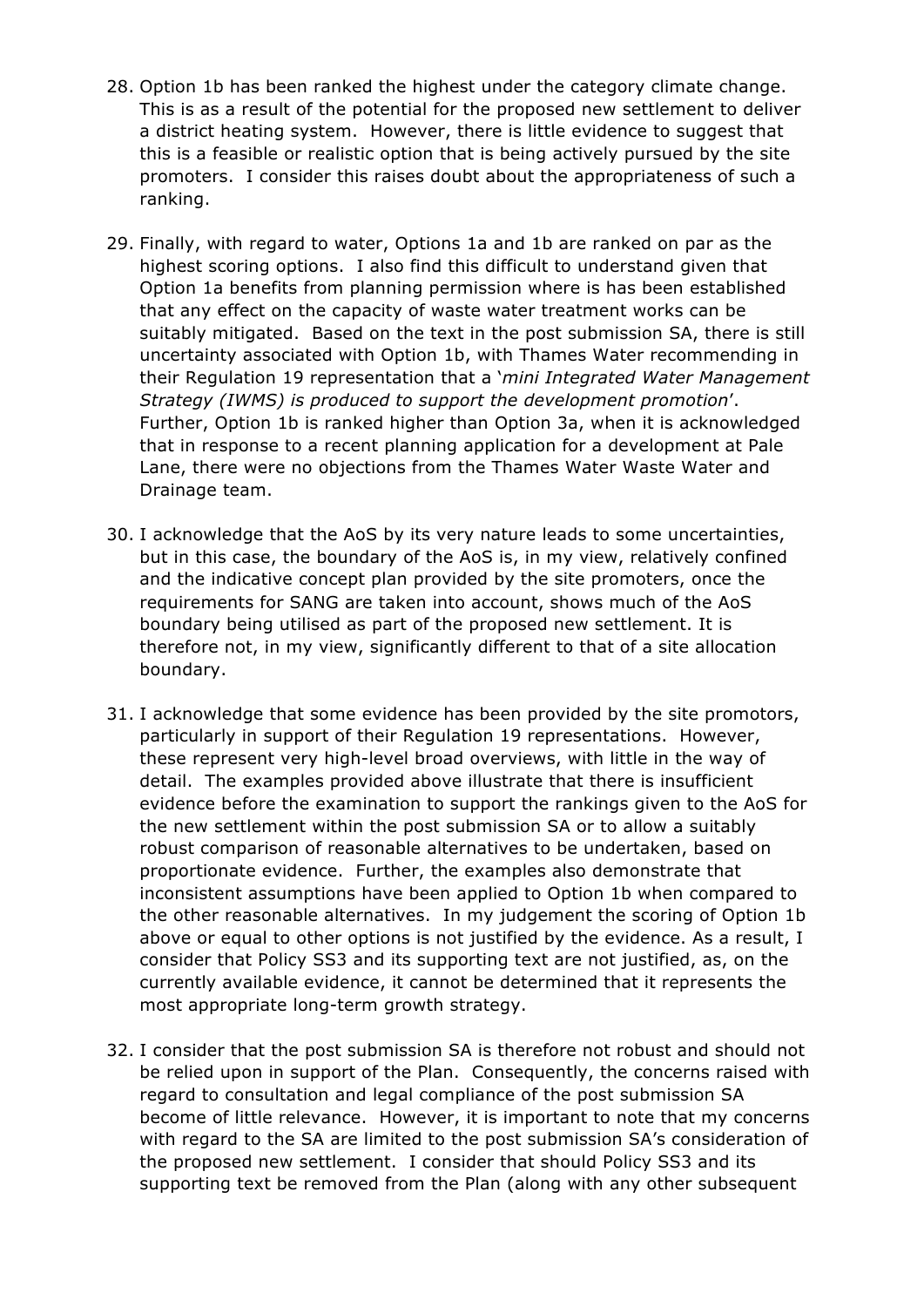28. Option 1b has been ranked the highest under the category climate change. This is as a result of the potential for the proposed new settlement to deliver a district heating system. However, there is little evidence to suggest that this is a feasible or realistic option that is being actively pursued by the site promoters. I consider this raises doubt about the appropriateness of such a ranking.

29. Finally, with regard to water, Options 1a and 1b are ranked on par as the highest scoring options. I also find this difficult to understand given that Option 1a benefits from planning permission where is has been established that any effect on the capacity of waste water treatment works can be suitably mitigated. Based on the text in the post submission SA, there is still uncertainty associated with Option 1b, with Thames Water recommending in their Regulation 19 representation that a '*mini Integrated Water Management Strategy (IWMS) is produced to support the development promotion*'. Further, Option 1b is ranked higher than Option 3a, when it is acknowledged that in response to a recent planning application for a development at Pale Lane, there were no objections from the Thames Water Waste Water and Drainage team.

30. I acknowledge that the AoS by its very nature leads to some uncertainties, but in this case, the boundary of the AoS is, in my view, relatively confined and the indicative concept plan provided by the site promoters, once the requirements for SANG are taken into account, shows much of the AoS boundary being utilised as part of the proposed new settlement. It is therefore not, in my view, significantly different to that of a site allocation boundary.

31. I acknowledge that some evidence has been provided by the site promotors, particularly in support of their Regulation 19 representations. However, these represent very high-level broad overviews, with little in the way of detail. The examples provided above illustrate that there is insufficient evidence before the examination to support the rankings given to the AoS for the new settlement within the post submission SA or to allow a suitably robust comparison of reasonable alternatives to be undertaken, based on proportionate evidence. Further, the examples also demonstrate that inconsistent assumptions have been applied to Option 1b when compared to the other reasonable alternatives. In my judgement the scoring of Option 1b above or equal to other options is not justified by the evidence. As a result, I consider that Policy SS3 and its supporting text are not justified, as, on the currently available evidence, it cannot be determined that it represents the most appropriate long-term growth strategy.

32. I consider that the post submission SA is therefore not robust and should not be relied upon in support of the Plan. Consequently, the concerns raised with regard to consultation and legal compliance of the post submission SA become of little relevance. However, it is important to note that my concerns with regard to the SA are limited to the post submission SA's consideration of the proposed new settlement. I consider that should Policy SS3 and its supporting text be removed from the Plan (along with any other subsequent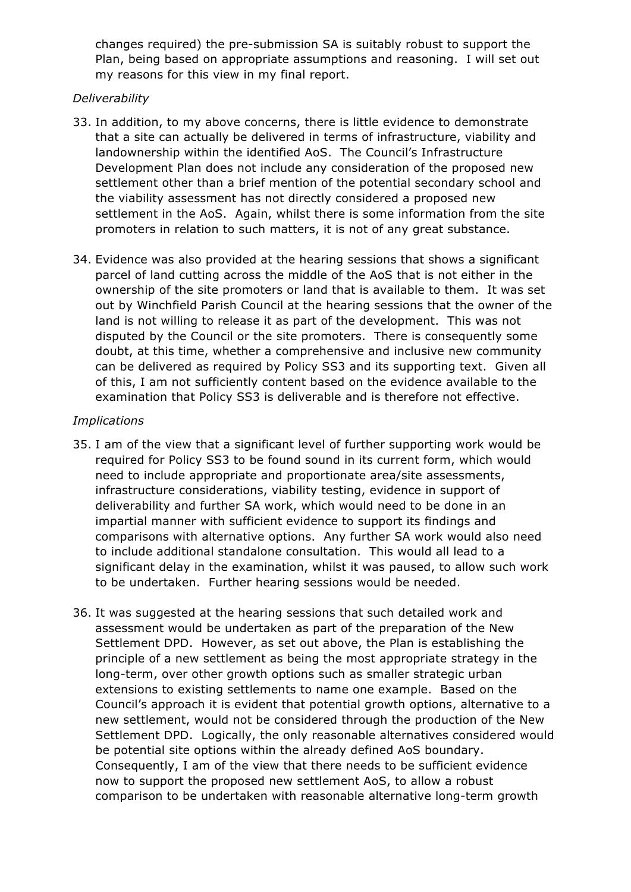changes required) the pre-submission SA is suitably robust to support the Plan, being based on appropriate assumptions and reasoning. I will set out my reasons for this view in my final report.

*Deliverability*

33. In addition, to my above concerns, there is little evidence to demonstrate that a site can actually be delivered in terms of infrastructure, viability and landownership within the identified AoS. The Council's Infrastructure Development Plan does not include any consideration of the proposed new settlement other than a brief mention of the potential secondary school and the viability assessment has not directly considered a proposed new settlement in the AoS. Again, whilst there is some information from the site promoters in relation to such matters, it is not of any great substance.

34. Evidence was also provided at the hearing sessions that shows a significant parcel of land cutting across the middle of the AoS that is not either in the ownership of the site promoters or land that is available to them. It was set out by Winchfield Parish Council at the hearing sessions that the owner of the land is not willing to release it as part of the development. This was not disputed by the Council or the site promoters. There is consequently some doubt, at this time, whether a comprehensive and inclusive new community can be delivered as required by Policy SS3 and its supporting text. Given all of this, I am not sufficiently content based on the evidence available to the examination that Policy SS3 is deliverable and is therefore not effective.

*Implications*

35. I am of the view that a significant level of further supporting work would be required for Policy SS3 to be found sound in its current form, which would need to include appropriate and proportionate area/site assessments, infrastructure considerations, viability testing, evidence in support of deliverability and further SA work, which would need to be done in an impartial manner with sufficient evidence to support its findings and comparisons with alternative options. Any further SA work would also need to include additional standalone consultation. This would all lead to a significant delay in the examination, whilst it was paused, to allow such work to be undertaken. Further hearing sessions would be needed.

36. It was suggested at the hearing sessions that such detailed work and assessment would be undertaken as part of the preparation of the New Settlement DPD. However, as set out above, the Plan is establishing the principle of a new settlement as being the most appropriate strategy in the long-term, over other growth options such as smaller strategic urban extensions to existing settlements to name one example. Based on the Council's approach it is evident that potential growth options, alternative to a new settlement, would not be considered through the production of the New Settlement DPD. Logically, the only reasonable alternatives considered would be potential site options within the already defined AoS boundary. Consequently, I am of the view that there needs to be sufficient evidence now to support the proposed new settlement AoS, to allow a robust comparison to be undertaken with reasonable alternative long-term growth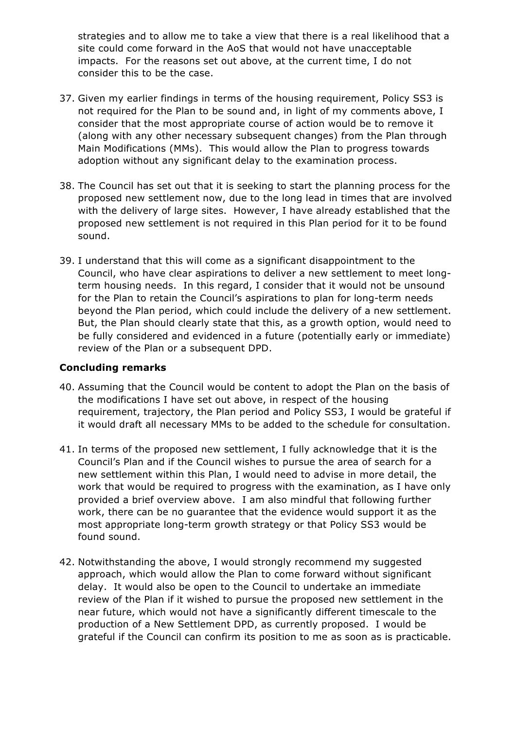strategies and to allow me to take a view that there is a real likelihood that a site could come forward in the AoS that would not have unacceptable impacts. For the reasons set out above, at the current time, I do not consider this to be the case.

37. Given my earlier findings in terms of the housing requirement, Policy SS3 is not required for the Plan to be sound and, in light of my comments above, I consider that the most appropriate course of action would be to remove it (along with any other necessary subsequent changes) from the Plan through Main Modifications (MMs). This would allow the Plan to progress towards adoption without any significant delay to the examination process.

38. The Council has set out that it is seeking to start the planning process for the proposed new settlement now, due to the long lead in times that are involved with the delivery of large sites. However, I have already established that the proposed new settlement is not required in this Plan period for it to be found sound.

39. I understand that this will come as a significant disappointment to the Council, who have clear aspirations to deliver a new settlement to meet long-term housing needs. In this regard, I consider that it would not be unsound for the Plan to retain the Council's aspirations to plan for long-term needs beyond the Plan period, which could include the delivery of a new settlement. But, the Plan should clearly state that this, as a growth option, would need to be fully considered and evidenced in a future (potentially early or immediate) review of the Plan or a subsequent DPD.

**Concluding remarks**

40. Assuming that the Council would be content to adopt the Plan on the basis of the modifications I have set out above, in respect of the housing requirement, trajectory, the Plan period and Policy SS3, I would be grateful if it would draft all necessary MMs to be added to the schedule for consultation.

41. In terms of the proposed new settlement, I fully acknowledge that it is the Council's Plan and if the Council wishes to pursue the area of search for a new settlement within this Plan, I would need to advise in more detail, the work that would be required to progress with the examination, as I have only provided a brief overview above. I am also mindful that following further work, there can be no guarantee that the evidence would support it as the most appropriate long-term growth strategy or that Policy SS3 would be found sound.

42. Notwithstanding the above, I would strongly recommend my suggested approach, which would allow the Plan to come forward without significant delay. It would also be open to the Council to undertake an immediate review of the Plan if it wished to pursue the proposed new settlement in the near future, which would not have a significantly different timescale to the production of a New Settlement DPD, as currently proposed. I would be grateful if the Council can confirm its position to me as soon as is practicable.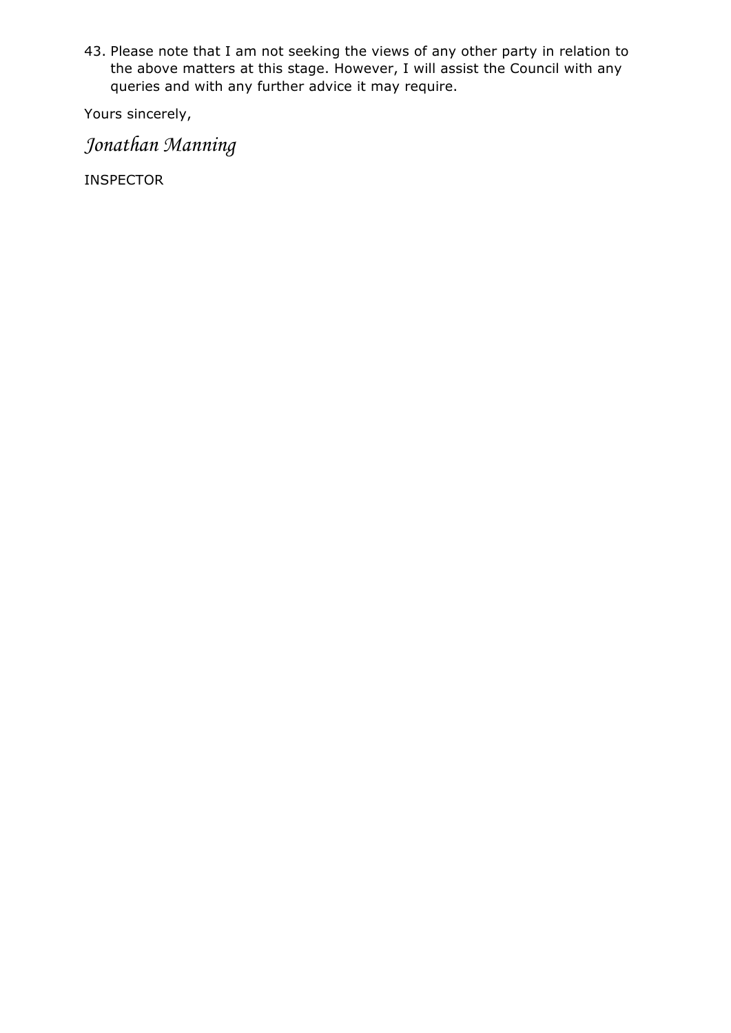43. Please note that I am not seeking the views of any other party in relation to the above matters at this stage. However, I will assist the Council with any queries and with any further advice it may require.

Yours sincerely,

*Jonathan Manning*

INSPECTOR